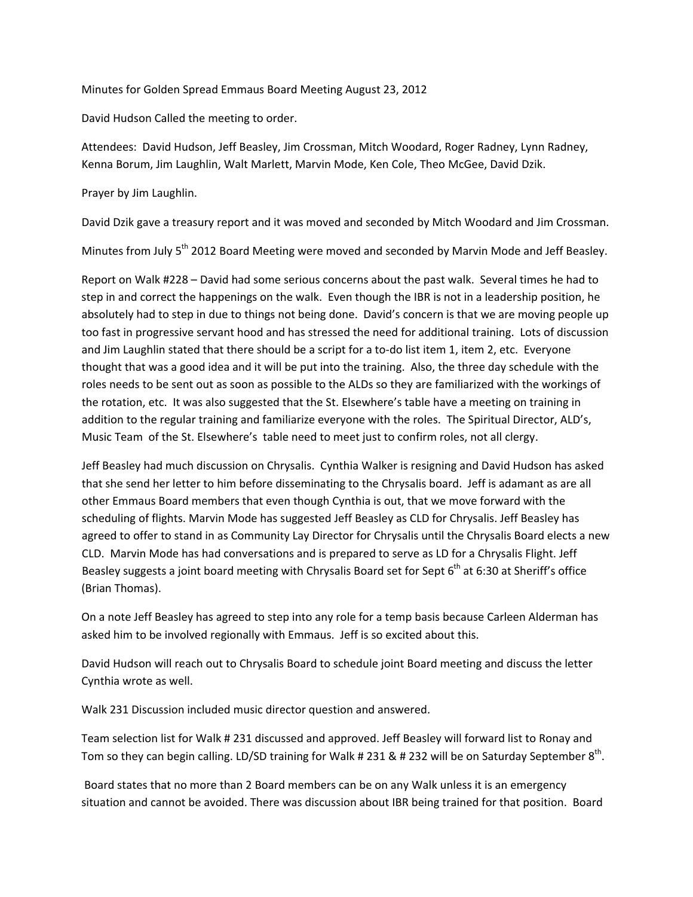Minutes for Golden Spread Emmaus Board Meeting August 23, 2012

David Hudson Called the meeting to order.

Attendees: David Hudson, Jeff Beasley, Jim Crossman, Mitch Woodard, Roger Radney, Lynn Radney, Kenna Borum, Jim Laughlin, Walt Marlett, Marvin Mode, Ken Cole, Theo McGee, David Dzik.

Prayer by Jim Laughlin.

David Dzik gave a treasury report and it was moved and seconded by Mitch Woodard and Jim Crossman.

Minutes from July 5th 2012 Board Meeting were moved and seconded by Marvin Mode and Jeff Beasley.

Report on Walk #228 – David had some serious concerns about the past walk. Several times he had to step in and correct the happenings on the walk. Even though the IBR is not in a leadership position, he absolutely had to step in due to things not being done. David's concern is that we are moving people up too fast in progressive servant hood and has stressed the need for additional training. Lots of discussion and Jim Laughlin stated that there should be a script for a to-do list item 1, item 2, etc. Everyone thought that was a good idea and it will be put into the training. Also, the three day schedule with the roles needs to be sent out as soon as possible to the ALDs so they are familiarized with the workings of the rotation, etc. It was also suggested that the St. Elsewhere's table have a meeting on training in addition to the regular training and familiarize everyone with the roles. The Spiritual Director, ALD's, Music Team of the St. Elsewhere's table need to meet just to confirm roles, not all clergy.

Jeff Beasley had much discussion on Chrysalis. Cynthia Walker is resigning and David Hudson has asked that she send her letter to him before disseminating to the Chrysalis board. Jeff is adamant as are all other Emmaus Board members that even though Cynthia is out, that we move forward with the scheduling of flights. Marvin Mode has suggested Jeff Beasley as CLD for Chrysalis. Jeff Beasley has agreed to offer to stand in as Community Lay Director for Chrysalis until the Chrysalis Board elects a new CLD. Marvin Mode has had conversations and is prepared to serve as LD for a Chrysalis Flight. Jeff Beasley suggests a joint board meeting with Chrysalis Board set for Sept 6th at 6:30 at Sheriff's office (Brian Thomas).

On a note Jeff Beasley has agreed to step into any role for a temp basis because Carleen Alderman has asked him to be involved regionally with Emmaus. Jeff is so excited about this.

David Hudson will reach out to Chrysalis Board to schedule joint Board meeting and discuss the letter Cynthia wrote as well.

Walk 231 Discussion included music director question and answered.

Team selection list for Walk # 231 discussed and approved. Jeff Beasley will forward list to Ronay and Tom so they can begin calling. LD/SD training for Walk # 231 & # 232 will be on Saturday September 8th.

Board states that no more than 2 Board members can be on any Walk unless it is an emergency situation and cannot be avoided. There was discussion about IBR being trained for that position. Board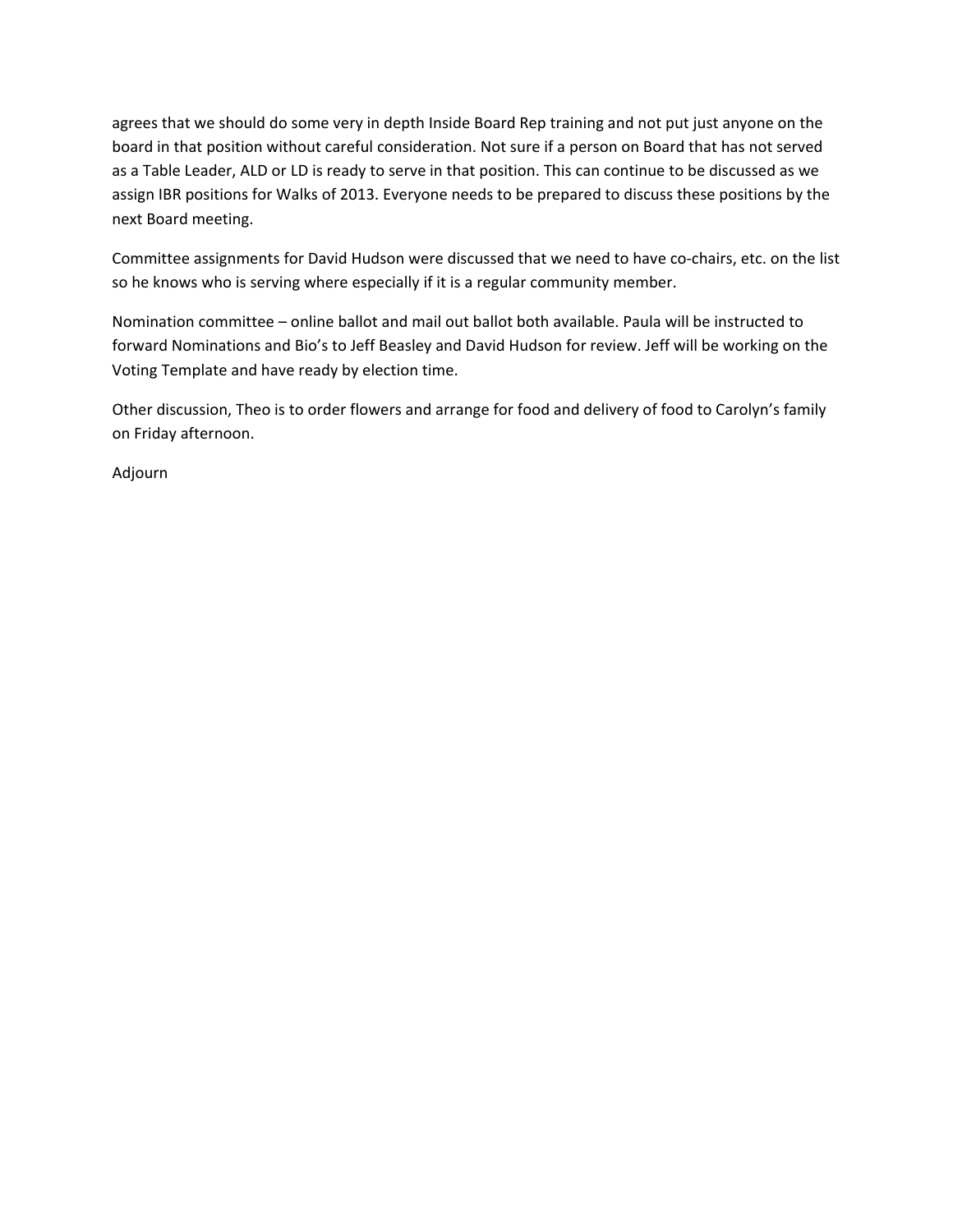agrees that we should do some very in depth Inside Board Rep training and not put just anyone on the board in that position without careful consideration. Not sure if a person on Board that has not served as a Table Leader, ALD or LD is ready to serve in that position. This can continue to be discussed as we assign IBR positions for Walks of 2013. Everyone needs to be prepared to discuss these positions by the next Board meeting.

Committee assignments for David Hudson were discussed that we need to have co-chairs, etc. on the list so he knows who is serving where especially if it is a regular community member.

Nomination committee – online ballot and mail out ballot both available. Paula will be instructed to forward Nominations and Bio's to Jeff Beasley and David Hudson for review. Jeff will be working on the Voting Template and have ready by election time.

Other discussion, Theo is to order flowers and arrange for food and delivery of food to Carolyn's family on Friday afternoon.

Adjourn